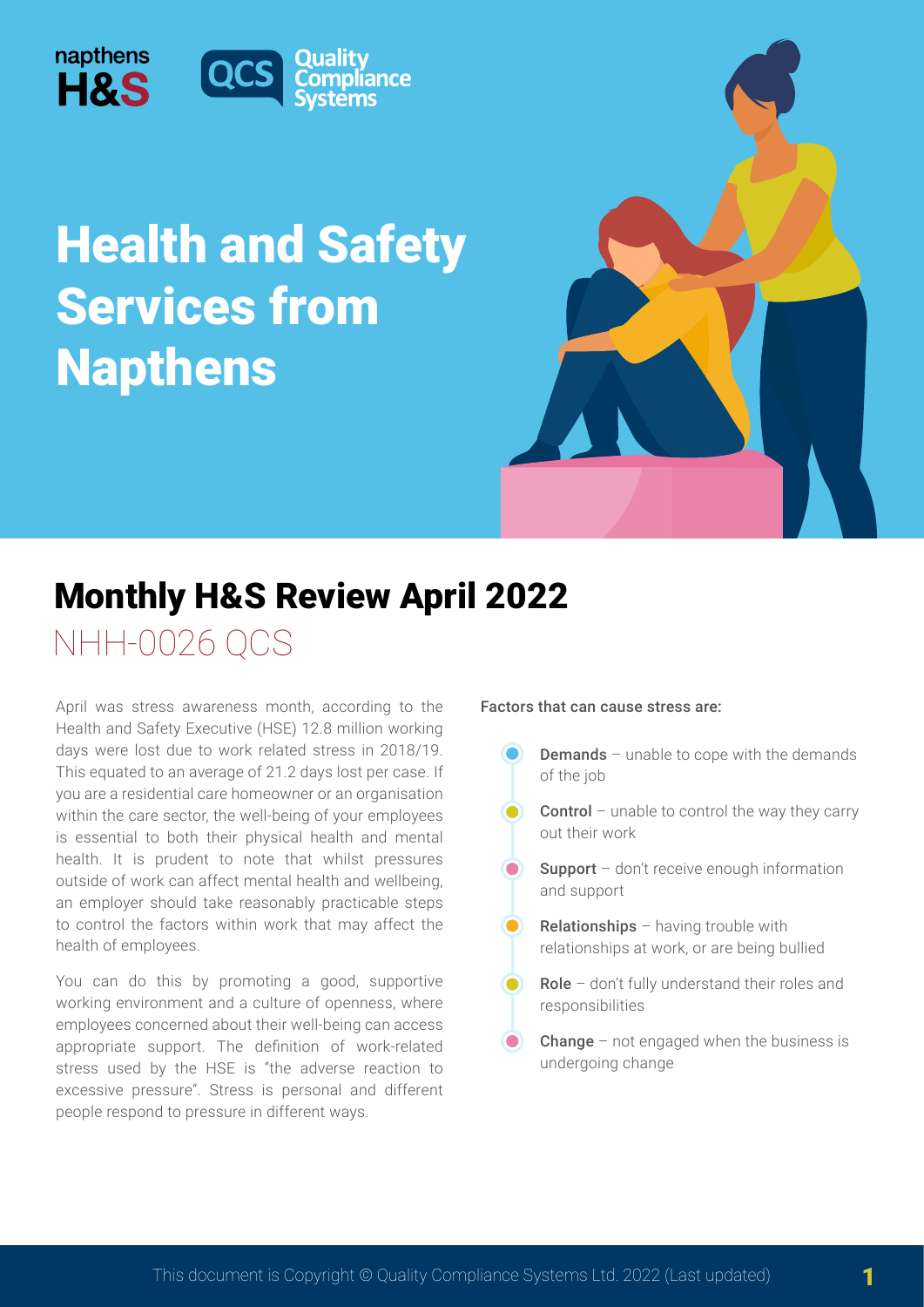napthens H&S

QCS Quality Compliance Systems

# Health and Safety Services from Napthens

## Monthly H&S Review April 2022

NHH-0026 QCS

April was stress awareness month, according to the Health and Safety Executive (HSE) 12.8 million working days were lost due to work related stress in 2018/19. This equated to an average of 21.2 days lost per case. If you are a residential care homeowner or an organisation within the care sector, the well-being of your employees is essential to both their physical health and mental health. It is prudent to note that whilst pressures outside of work can affect mental health and wellbeing, an employer should take reasonably practicable steps to control the factors within work that may affect the health of employees.

You can do this by promoting a good, supportive working environment and a culture of openness, where employees concerned about their well-being can access appropriate support. The definition of work-related stress used by the HSE is "the adverse reaction to excessive pressure". Stress is personal and different people respond to pressure in different ways.

**Factors that can cause stress are:**

- **Demands** – unable to cope with the demands of the job
- **Control** – unable to control the way they carry out their work
- **Support** – don't receive enough information and support
- **Relationships** – having trouble with relationships at work, or are being bullied
- **Role** – don't fully understand their roles and responsibilities
- **Change** – not engaged when the business is undergoing change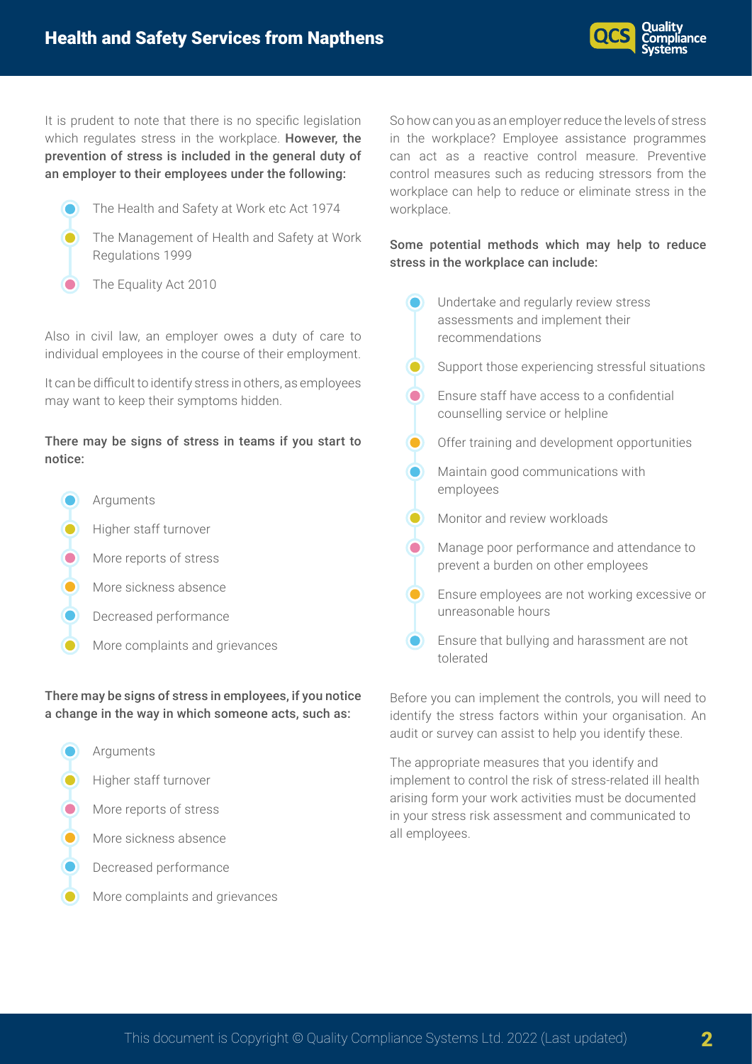It is prudent to note that there is no specific legislation which regulates stress in the workplace. **However, the prevention of stress is included in the general duty of an employer to their employees under the following:**

- The Health and Safety at Work etc Act 1974
- The Management of Health and Safety at Work Regulations 1999
- The Equality Act 2010

Also in civil law, an employer owes a duty of care to individual employees in the course of their employment.

It can be difficult to identify stress in others, as employees may want to keep their symptoms hidden.

**There may be signs of stress in teams if you start to notice:**

- Arguments
- Higher staff turnover
- More reports of stress
- More sickness absence
- Decreased performance
- More complaints and grievances

**There may be signs of stress in employees, if you notice a change in the way in which someone acts, such as:**

- Arguments
- Higher staff turnover
- More reports of stress
- More sickness absence
- Decreased performance
- More complaints and grievances

So how can you as an employer reduce the levels of stress in the workplace? Employee assistance programmes can act as a reactive control measure. Preventive control measures such as reducing stressors from the workplace can help to reduce or eliminate stress in the workplace.

**Some potential methods which may help to reduce stress in the workplace can include:**

- Undertake and regularly review stress assessments and implement their recommendations
- Support those experiencing stressful situations
- Ensure staff have access to a confidential counselling service or helpline
- Offer training and development opportunities
- Maintain good communications with employees
- Monitor and review workloads
- Manage poor performance and attendance to prevent a burden on other employees
- Ensure employees are not working excessive or unreasonable hours
- Ensure that bullying and harassment are not tolerated

Before you can implement the controls, you will need to identify the stress factors within your organisation. An audit or survey can assist to help you identify these.

The appropriate measures that you identify and implement to control the risk of stress-related ill health arising form your work activities must be documented in your stress risk assessment and communicated to all employees.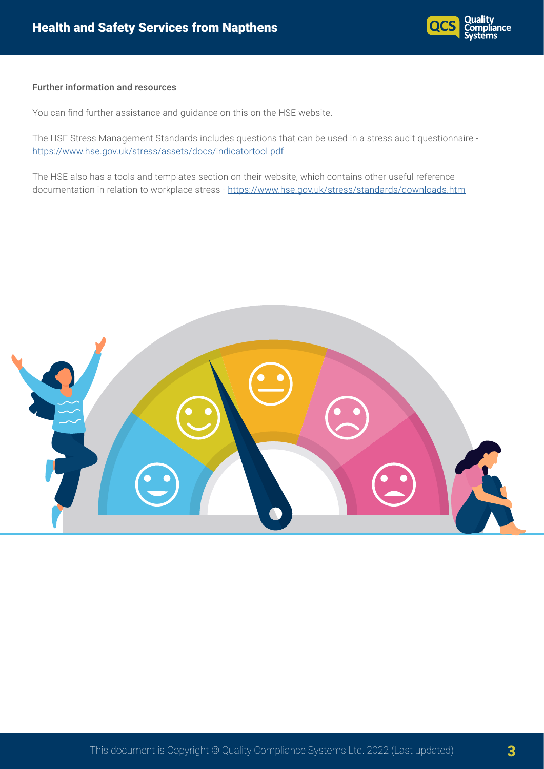### Further information and resources

You can find further assistance and guidance on this on the HSE website.

The HSE Stress Management Standards includes questions that can be used in a stress audit questionnaire - https://www.hse.gov.uk/stress/assets/docs/indicatortool.pdf

The HSE also has a tools and templates section on their website, which contains other useful reference documentation in relation to workplace stress - https://www.hse.gov.uk/stress/standards/downloads.htm